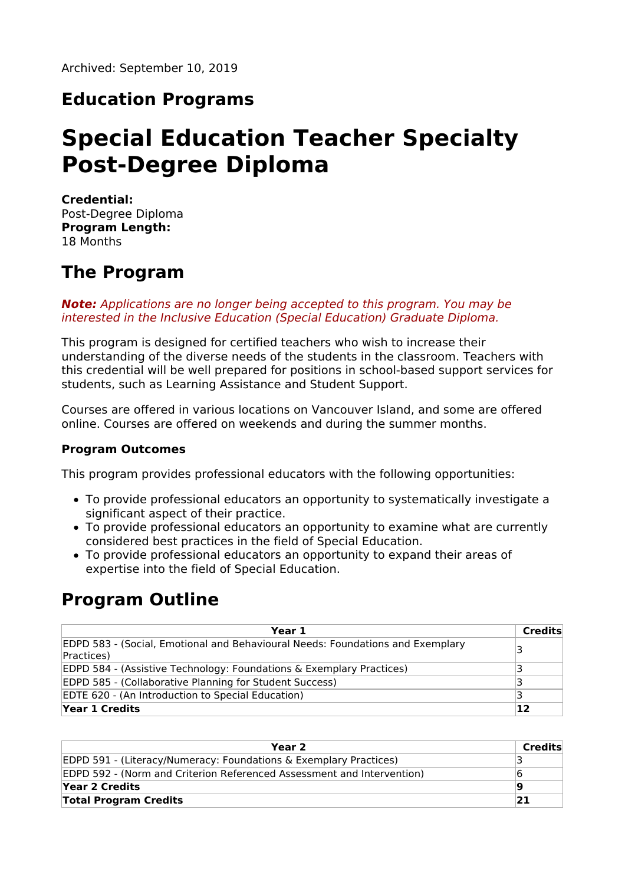Archived: September 10, 2019

## Education Programs

# Special Education Teacher Specialty Post-Degree Diploma

**Credential:**
Post-Degree Diploma
**Program Length:**
18 Months

## The Program

***Note:** Applications are no longer being accepted to this program. You may be interested in the Inclusive Education (Special Education) Graduate Diploma.*

This program is designed for certified teachers who wish to increase their understanding of the diverse needs of the students in the classroom. Teachers with this credential will be well prepared for positions in school-based support services for students, such as Learning Assistance and Student Support.

Courses are offered in various locations on Vancouver Island, and some are offered online. Courses are offered on weekends and during the summer months.

### Program Outcomes

This program provides professional educators with the following opportunities:

- To provide professional educators an opportunity to systematically investigate a significant aspect of their practice.
- To provide professional educators an opportunity to examine what are currently considered best practices in the field of Special Education.
- To provide professional educators an opportunity to expand their areas of expertise into the field of Special Education.

## Program Outline

| Year 1 | Credits |
|---|---|
| EDPD 583 - (Social, Emotional and Behavioural Needs: Foundations and Exemplary Practices) | 3 |
| EDPD 584 - (Assistive Technology: Foundations & Exemplary Practices) | 3 |
| EDPD 585 - (Collaborative Planning for Student Success) | 3 |
| EDTE 620 - (An Introduction to Special Education) | 3 |
| **Year 1 Credits** | **12** |

| Year 2 | Credits |
|---|---|
| EDPD 591 - (Literacy/Numeracy: Foundations & Exemplary Practices) | 3 |
| EDPD 592 - (Norm and Criterion Referenced Assessment and Intervention) | 6 |
| **Year 2 Credits** | **9** |
| **Total Program Credits** | **21** |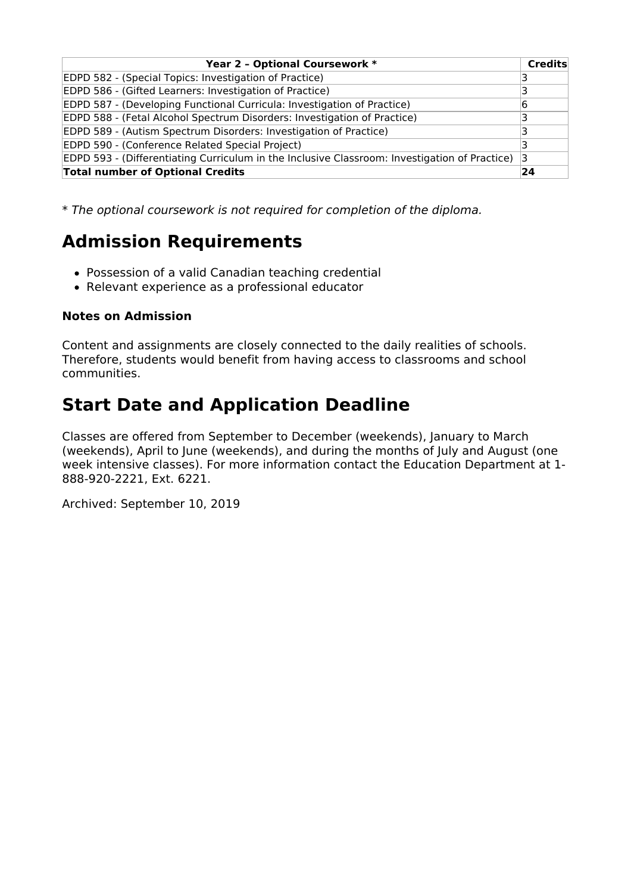| Year 2 – Optional Coursework * | Credits |
|---|---|
| EDPD 582 - (Special Topics: Investigation of Practice) | 3 |
| EDPD 586 - (Gifted Learners: Investigation of Practice) | 3 |
| EDPD 587 - (Developing Functional Curricula: Investigation of Practice) | 6 |
| EDPD 588 - (Fetal Alcohol Spectrum Disorders: Investigation of Practice) | 3 |
| EDPD 589 - (Autism Spectrum Disorders: Investigation of Practice) | 3 |
| EDPD 590 - (Conference Related Special Project) | 3 |
| EDPD 593 - (Differentiating Curriculum in the Inclusive Classroom: Investigation of Practice) | 3 |
| **Total number of Optional Credits** | **24** |

* *The optional coursework is not required for completion of the diploma.*

## Admission Requirements

- Possession of a valid Canadian teaching credential
- Relevant experience as a professional educator

#### Notes on Admission

Content and assignments are closely connected to the daily realities of schools. Therefore, students would benefit from having access to classrooms and school communities.

## Start Date and Application Deadline

Classes are offered from September to December (weekends), January to March (weekends), April to June (weekends), and during the months of July and August (one week intensive classes). For more information contact the Education Department at 1-888-920-2221, Ext. 6221.

Archived: September 10, 2019